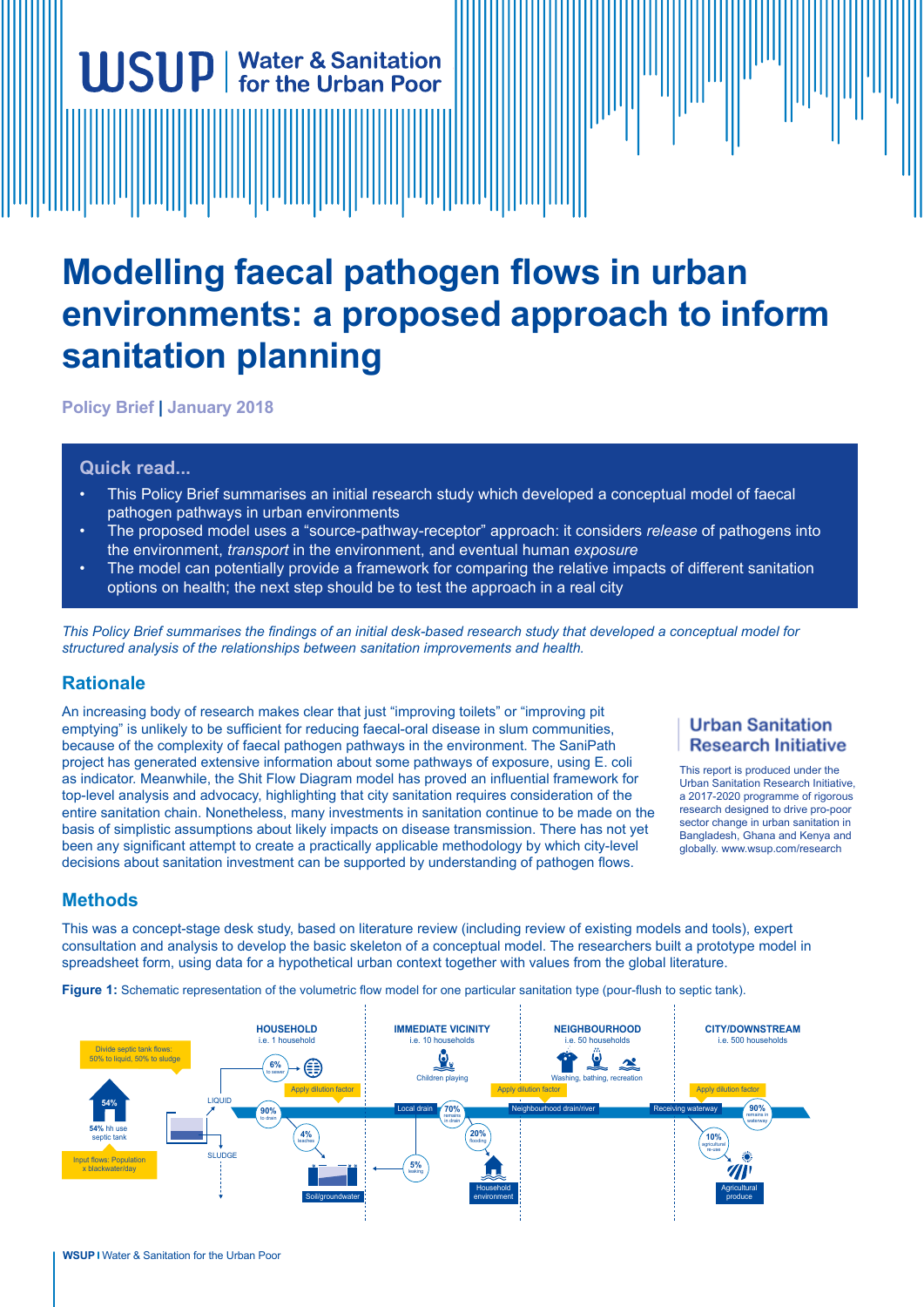WSUP | Water & Sanitation for the Urban Poor

# Modelling faecal pathogen flows in urban environments: a proposed approach to inform sanitation planning

**Policy Brief | January 2018**

## Quick read...

- This Policy Brief summarises an initial research study which developed a conceptual model of faecal pathogen pathways in urban environments
- The proposed model uses a "source-pathway-receptor" approach: it considers *release* of pathogens into the environment, *transport* in the environment, and eventual human *exposure*
- The model can potentially provide a framework for comparing the relative impacts of different sanitation options on health; the next step should be to test the approach in a real city

*This Policy Brief summarises the findings of an initial desk-based research study that developed a conceptual model for structured analysis of the relationships between sanitation improvements and health.*

## Rationale

An increasing body of research makes clear that just "improving toilets" or "improving pit emptying" is unlikely to be sufficient for reducing faecal-oral disease in slum communities, because of the complexity of faecal pathogen pathways in the environment. The SaniPath project has generated extensive information about some pathways of exposure, using E. coli as indicator. Meanwhile, the Shit Flow Diagram model has proved an influential framework for top-level analysis and advocacy, highlighting that city sanitation requires consideration of the entire sanitation chain. Nonetheless, many investments in sanitation continue to be made on the basis of simplistic assumptions about likely impacts on disease transmission. There has not yet been any significant attempt to create a practically applicable methodology by which city-level decisions about sanitation investment can be supported by understanding of pathogen flows.

### Urban Sanitation Research Initiative

This report is produced under the Urban Sanitation Research Initiative, a 2017-2020 programme of rigorous research designed to drive pro-poor sector change in urban sanitation in Bangladesh, Ghana and Kenya and globally. www.wsup.com/research

## Methods

This was a concept-stage desk study, based on literature review (including review of existing models and tools), expert consultation and analysis to develop the basic skeleton of a conceptual model. The researchers built a prototype model in spreadsheet form, using data for a hypothetical urban context together with values from the global literature.

**Figure 1:** Schematic representation of the volumetric flow model for one particular sanitation type (pour-flush to septic tank).

HOUSEHOLD
i.e. 1 household

IMMEDIATE VICINITY
i.e. 10 households

NEIGHBOURHOOD
i.e. 50 households

CITY/DOWNSTREAM
i.e. 500 households

Divide septic tank flows: 50% to liquid, 50% to sludge

54%
54% hh use septic tank

Input flows: Population x blackwater/day

LIQUID
SLUDGE

6% to sewer
90% to drain
4% leaches
Apply dilution factor
Soil/groundwater

Children playing
Local drain
70% remains in drain
5% leaking
20% flooding
Household environment

Apply dilution factor
Washing, bathing, recreation
Neighbourhood drain/river

Apply dilution factor
Receiving waterway
90% remains in waterway
10% agricultural re-use
Agricultural produce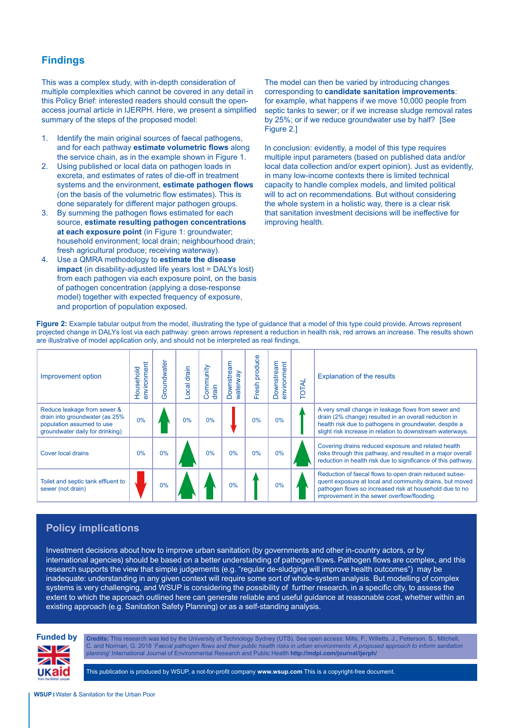## Findings

This was a complex study, with in-depth consideration of multiple complexities which cannot be covered in any detail in this Policy Brief: interested readers should consult the open-access journal article in IJERPH. Here, we present a simplified summary of the steps of the proposed model:

1. Identify the main original sources of faecal pathogens, and for each pathway **estimate volumetric flows** along the service chain, as in the example shown in Figure 1.
2. Using published or local data on pathogen loads in excreta, and estimates of rates of die-off in treatment systems and the environment, **estimate pathogen flows** (on the basis of the volumetric flow estimates). This is done separately for different major pathogen groups.
3. By summing the pathogen flows estimated for each source, **estimate resulting pathogen concentrations at each exposure point** (in Figure 1: groundwater; household environment; local drain; neighbourhood drain; fresh agricultural produce; receiving waterway).
4. Use a QMRA methodology to **estimate the disease impact** (in disability-adjusted life years lost = DALYs lost) from each pathogen via each exposure point, on the basis of pathogen concentration (applying a dose-response model) together with expected frequency of exposure, and proportion of population exposed.

The model can then be varied by introducing changes corresponding to **candidate sanitation improvements**: for example, what happens if we move 10,000 people from septic tanks to sewer; or if we increase sludge removal rates by 25%; or if we reduce groundwater use by half? [See Figure 2.]

In conclusion: evidently, a model of this type requires multiple input parameters (based on published data and/or local data collection and/or expert opinion). Just as evidently, in many low-income contexts there is limited technical capacity to handle complex models, and limited political will to act on recommendations. But without considering the whole system in a holistic way, there is a clear risk that sanitation investment decisions will be ineffective for improving health.

**Figure 2:** Example tabular output from the model, illustrating the type of guidance that a model of this type could provide. Arrows represent projected change in DALYs lost via each pathway: green arrows represent a reduction in health risk, red arrows an increase. The results shown are illustrative of model application only, and should not be interpreted as real findings.

| Improvement option | Household environment | Groundwater | Local drain | Community drain | Downstream waterway | Fresh produce | Downstream environment | TOTAL | Explanation of the results |
|---|---|---|---|---|---|---|---|---|---|
| Reduce leakage from sewer & drain into groundwater (as 25% population assumed to use groundwater daily for drinking) | 0% | ↑ (green) | 0% | 0% | ↓ (red) | 0% | 0% | ↑ (green) | A very small change in leakage flows from sewer and drain (2% change) resulted in an overall reduction in health risk due to pathogens in groundwater, despite a slight risk increase in relation to downstream waterways. |
| Cover local drains | 0% | 0% | ↑ (green) | 0% | 0% | 0% | 0% | ↑ (green) | Covering drains reduced exposure and related health risks through this pathway, and resulted in a major overall reduction in health risk due to significance of this pathway. |
| Toilet and septic tank effluent to sewer (not drain) | ↓ (red) | 0% | ↑ (green) | ↑ (green) | 0% | ↑ (green) | 0% | ↑ (green) | Reduction of faecal flows to open drain reduced subsequent exposure at local and community drains, but moved pathogen flows so increased risk at household due to no improvement in the sewer overflow/flooding. |

## Policy implications

Investment decisions about how to improve urban sanitation (by governments and other in-country actors, or by international agencies) should be based on a better understanding of pathogen flows. Pathogen flows are complex, and this research supports the view that simple judgements (e.g. "regular de-sludging will improve health outcomes") may be inadequate: understanding in any given context will require some sort of whole-system analysis. But modelling of complex systems is very challenging, and WSUP is considering the possibility of further research, in a specific city, to assess the extent to which the approach outlined here can generate reliable and useful guidance at reasonable cost, whether within an existing approach (e.g. Sanitation Safety Planning) or as a self-standing analysis.

**Funded by** UKaid

**Credits:** This research was led by the University of Technology Sydney (UTS). See open access: Mills, F., Willetts, J., Petterson, S., Mitchell, C. and Norman, G. 2018 '*Faecal pathogen flows and their public health risks in urban environments: A proposed approach to inform sanitation planning*' International Journal of Environmental Research and Public Health **http://mdpi.com/journal/ijerph/**

This publication is produced by WSUP, a not-for-profit company **www.wsup.com** This is a copyright-free document.